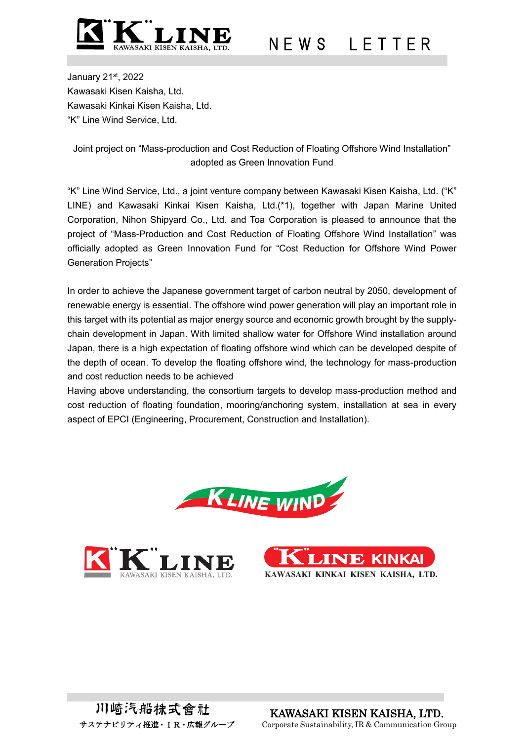NEWS LETTER

January 21st, 2022
Kawasaki Kisen Kaisha, Ltd.
Kawasaki Kinkai Kisen Kaisha, Ltd.
"K" Line Wind Service, Ltd.

## Joint project on "Mass-production and Cost Reduction of Floating Offshore Wind Installation" adopted as Green Innovation Fund

"K" Line Wind Service, Ltd., a joint venture company between Kawasaki Kisen Kaisha, Ltd. ("K" LINE) and Kawasaki Kinkai Kisen Kaisha, Ltd.(*1), together with Japan Marine United Corporation, Nihon Shipyard Co., Ltd. and Toa Corporation is pleased to announce that the project of "Mass-Production and Cost Reduction of Floating Offshore Wind Installation" was officially adopted as Green Innovation Fund for "Cost Reduction for Offshore Wind Power Generation Projects"

In order to achieve the Japanese government target of carbon neutral by 2050, development of renewable energy is essential. The offshore wind power generation will play an important role in this target with its potential as major energy source and economic growth brought by the supply-chain development in Japan. With limited shallow water for Offshore Wind installation around Japan, there is a high expectation of floating offshore wind which can be developed despite of the depth of ocean. To develop the floating offshore wind, the technology for mass-production and cost reduction needs to be achieved

Having above understanding, the consortium targets to develop mass-production method and cost reduction of floating foundation, mooring/anchoring system, installation at sea in every aspect of EPCI (Engineering, Procurement, Construction and Installation).

川崎汽船株式會社
サステナビリティ推進・ＩＲ・広報グループ

KAWASAKI KISEN KAISHA, LTD.
Corporate Sustainability, IR & Communication Group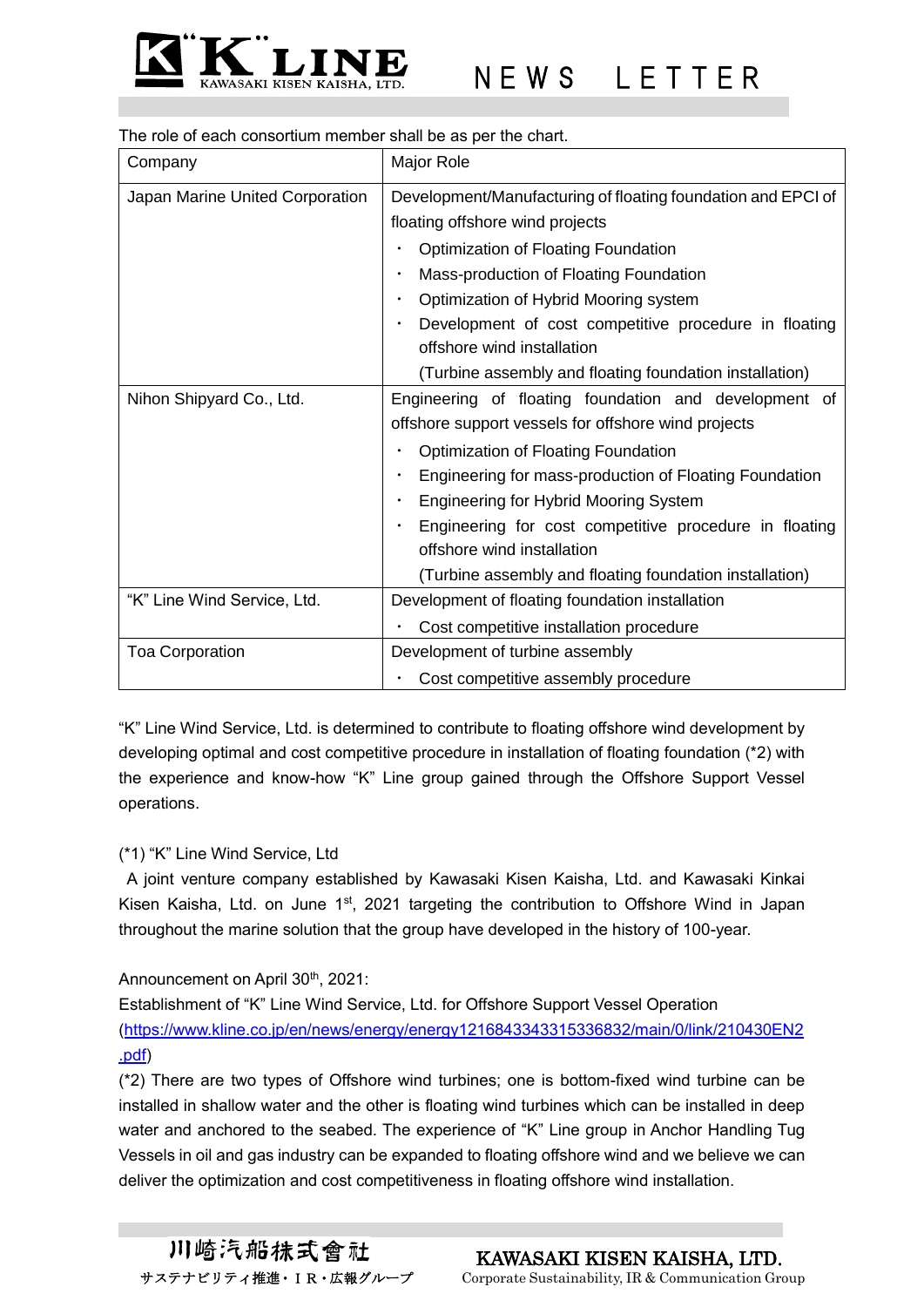The role of each consortium member shall be as per the chart.

| Company | Major Role |
| --- | --- |
| Japan Marine United Corporation | Development/Manufacturing of floating foundation and EPCI of floating offshore wind projects<br>・ Optimization of Floating Foundation<br>・ Mass-production of Floating Foundation<br>・ Optimization of Hybrid Mooring system<br>・ Development of cost competitive procedure in floating offshore wind installation<br>(Turbine assembly and floating foundation installation) |
| Nihon Shipyard Co., Ltd. | Engineering of floating foundation and development of offshore support vessels for offshore wind projects<br>・ Optimization of Floating Foundation<br>・ Engineering for mass-production of Floating Foundation<br>・ Engineering for Hybrid Mooring System<br>・ Engineering for cost competitive procedure in floating offshore wind installation<br>(Turbine assembly and floating foundation installation) |
| "K" Line Wind Service, Ltd. | Development of floating foundation installation<br>・ Cost competitive installation procedure |
| Toa Corporation | Development of turbine assembly<br>・ Cost competitive assembly procedure |

"K" Line Wind Service, Ltd. is determined to contribute to floating offshore wind development by developing optimal and cost competitive procedure in installation of floating foundation (*2) with the experience and know-how "K" Line group gained through the Offshore Support Vessel operations.

(*1) "K" Line Wind Service, Ltd

A joint venture company established by Kawasaki Kisen Kaisha, Ltd. and Kawasaki Kinkai Kisen Kaisha, Ltd. on June 1st, 2021 targeting the contribution to Offshore Wind in Japan throughout the marine solution that the group have developed in the history of 100-year.

Announcement on April 30th, 2021:
Establishment of "K" Line Wind Service, Ltd. for Offshore Support Vessel Operation
(https://www.kline.co.jp/en/news/energy/energy1216843343315336832/main/0/link/210430EN2.pdf)

(*2) There are two types of Offshore wind turbines; one is bottom-fixed wind turbine can be installed in shallow water and the other is floating wind turbines which can be installed in deep water and anchored to the seabed. The experience of "K" Line group in Anchor Handling Tug Vessels in oil and gas industry can be expanded to floating offshore wind and we believe we can deliver the optimization and cost competitiveness in floating offshore wind installation.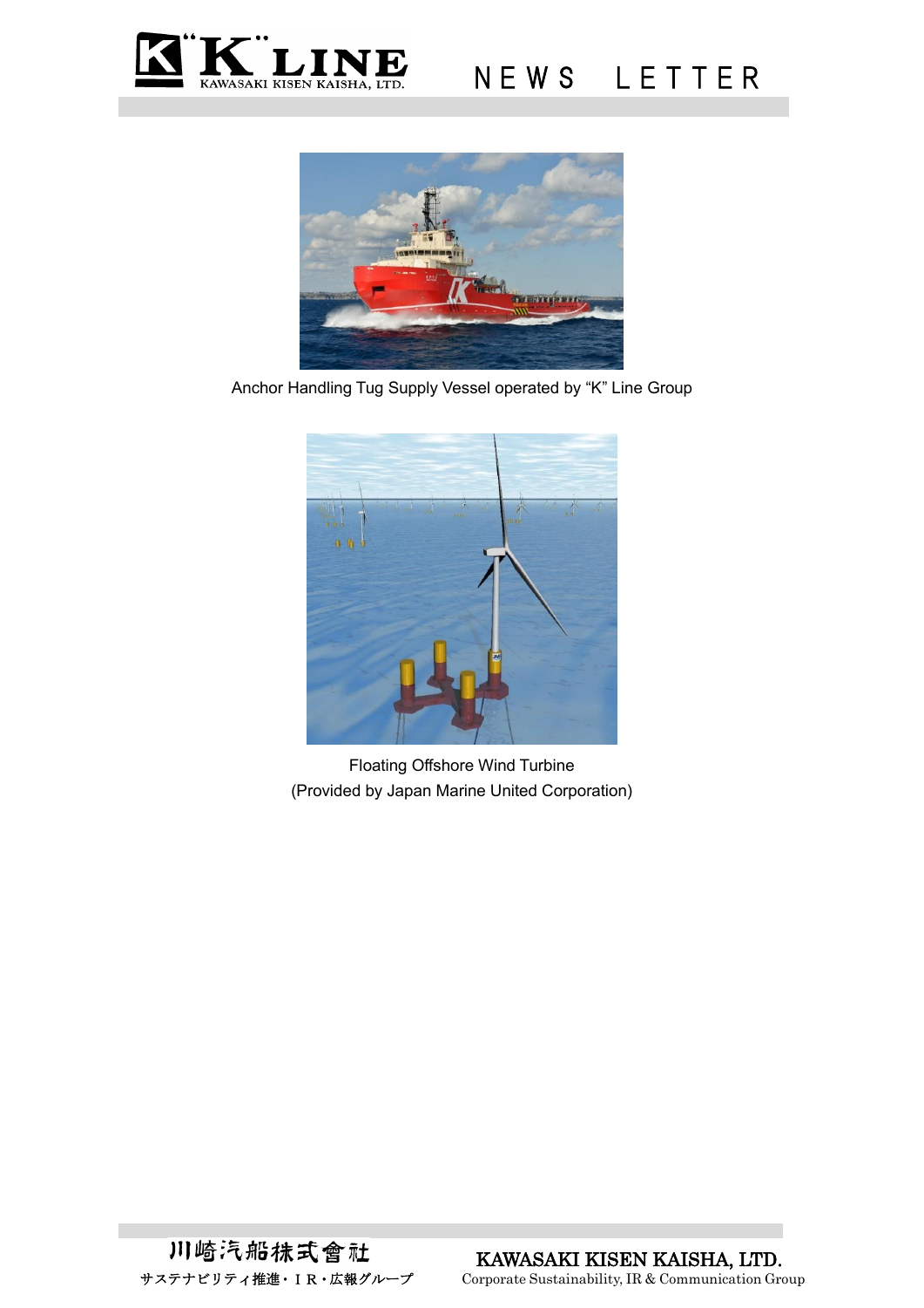Anchor Handling Tug Supply Vessel operated by “K” Line Group

Floating Offshore Wind Turbine
(Provided by Japan Marine United Corporation)